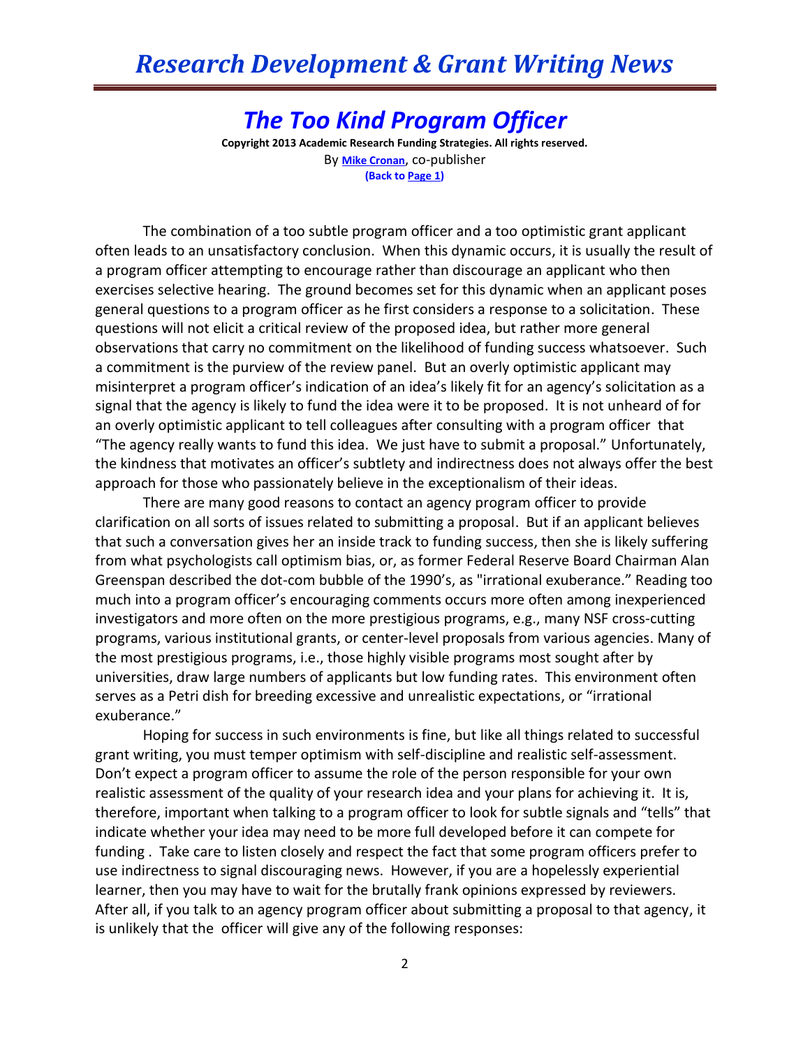# Research Development & Grant Writing News

## *The Too Kind Program Officer*

**Copyright 2013 Academic Research Funding Strategies. All rights reserved.**
By **Mike Cronan**, co-publisher
**(Back to Page 1)**

The combination of a too subtle program officer and a too optimistic grant applicant often leads to an unsatisfactory conclusion. When this dynamic occurs, it is usually the result of a program officer attempting to encourage rather than discourage an applicant who then exercises selective hearing. The ground becomes set for this dynamic when an applicant poses general questions to a program officer as he first considers a response to a solicitation. These questions will not elicit a critical review of the proposed idea, but rather more general observations that carry no commitment on the likelihood of funding success whatsoever. Such a commitment is the purview of the review panel. But an overly optimistic applicant may misinterpret a program officer's indication of an idea's likely fit for an agency's solicitation as a signal that the agency is likely to fund the idea were it to be proposed. It is not unheard of for an overly optimistic applicant to tell colleagues after consulting with a program officer that "The agency really wants to fund this idea. We just have to submit a proposal." Unfortunately, the kindness that motivates an officer's subtlety and indirectness does not always offer the best approach for those who passionately believe in the exceptionalism of their ideas.

There are many good reasons to contact an agency program officer to provide clarification on all sorts of issues related to submitting a proposal. But if an applicant believes that such a conversation gives her an inside track to funding success, then she is likely suffering from what psychologists call optimism bias, or, as former Federal Reserve Board Chairman Alan Greenspan described the dot-com bubble of the 1990's, "irrational exuberance." Reading too much into a program officer's encouraging comments occurs more often among inexperienced investigators and more often on the more prestigious programs, e.g., many NSF cross-cutting programs, various institutional grants, or center-level proposals from various agencies. Many of the most prestigious programs, i.e., those highly visible programs most sought after by universities, draw large numbers of applicants but low funding rates. This environment often serves as a Petri dish for breeding excessive and unrealistic expectations, or "irrational exuberance."

Hoping for success in such environments is fine, but like all things related to successful grant writing, you must temper optimism with self-discipline and realistic self-assessment. Don't expect a program officer to assume the role of the person responsible for your own realistic assessment of the quality of your research idea and your plans for achieving it. It is, therefore, important when talking to a program officer to look for subtle signals and "tells" that indicate whether your idea may need to be more full developed before it can compete for funding . Take care to listen closely and respect the fact that some program officers prefer to use indirectness to signal discouraging news. However, if you are a hopelessly experiential learner, then you may have to wait for the brutally frank opinions expressed by reviewers. After all, if you talk to an agency program officer about submitting a proposal to that agency, it is unlikely that the officer will give any of the following responses: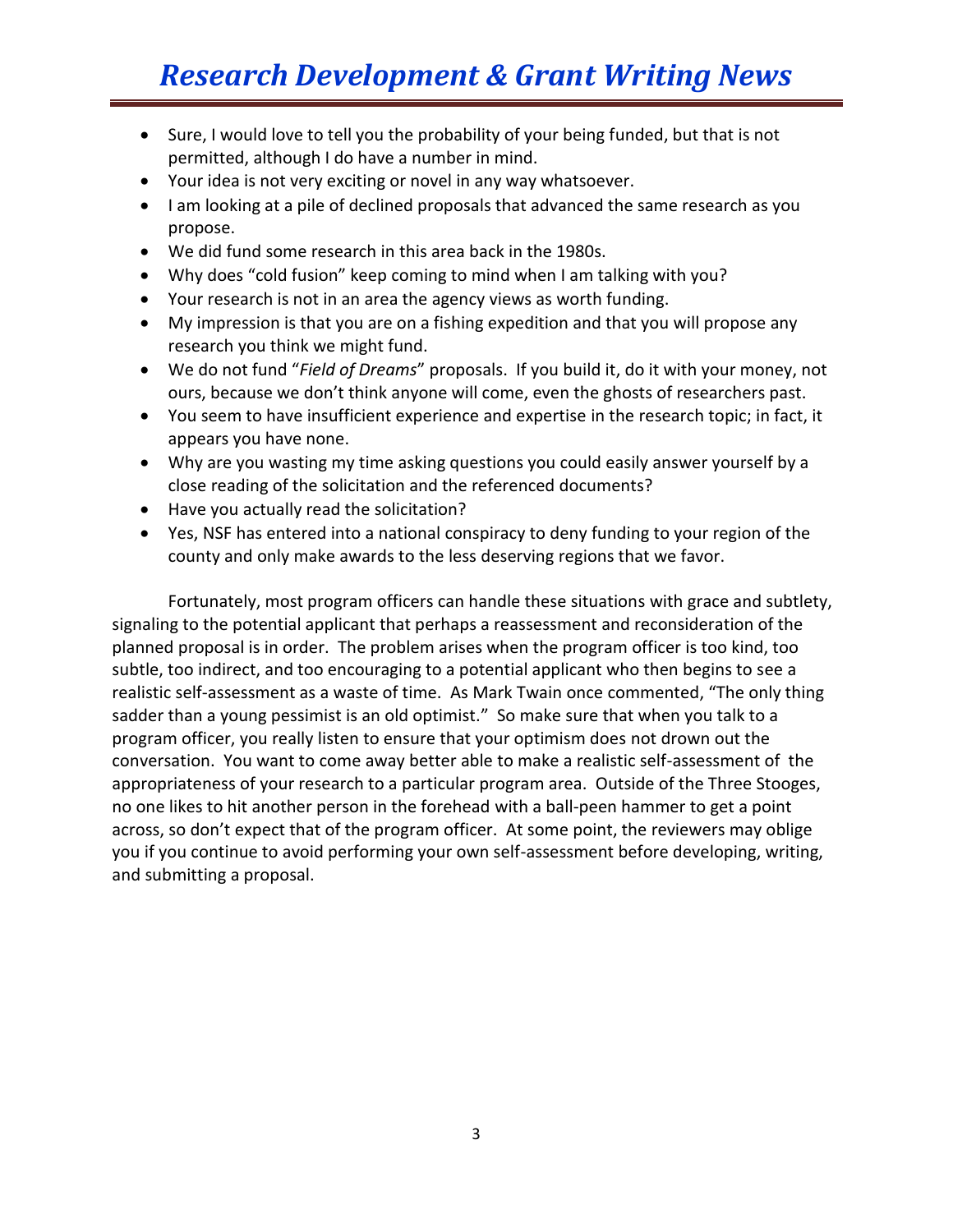- Sure, I would love to tell you the probability of your being funded, but that is not permitted, although I do have a number in mind.
- Your idea is not very exciting or novel in any way whatsoever.
- I am looking at a pile of declined proposals that advanced the same research as you propose.
- We did fund some research in this area back in the 1980s.
- Why does "cold fusion" keep coming to mind when I am talking with you?
- Your research is not in an area the agency views as worth funding.
- My impression is that you are on a fishing expedition and that you will propose any research you think we might fund.
- We do not fund "*Field of Dreams*" proposals. If you build it, do it with your money, not ours, because we don't think anyone will come, even the ghosts of researchers past.
- You seem to have insufficient experience and expertise in the research topic; in fact, it appears you have none.
- Why are you wasting my time asking questions you could easily answer yourself by a close reading of the solicitation and the referenced documents?
- Have you actually read the solicitation?
- Yes, NSF has entered into a national conspiracy to deny funding to your region of the county and only make awards to the less deserving regions that we favor.

Fortunately, most program officers can handle these situations with grace and subtlety, signaling to the potential applicant that perhaps a reassessment and reconsideration of the planned proposal is in order. The problem arises when the program officer is too kind, too subtle, too indirect, and too encouraging to a potential applicant who then begins to see a realistic self-assessment as a waste of time. As Mark Twain once commented, "The only thing sadder than a young pessimist is an old optimist." So make sure that when you talk to a program officer, you really listen to ensure that your optimism does not drown out the conversation. You want to come away better able to make a realistic self-assessment of the appropriateness of your research to a particular program area. Outside of the Three Stooges, no one likes to hit another person in the forehead with a ball-peen hammer to get a point across, so don't expect that of the program officer. At some point, the reviewers may oblige you if you continue to avoid performing your own self-assessment before developing, writing, and submitting a proposal.